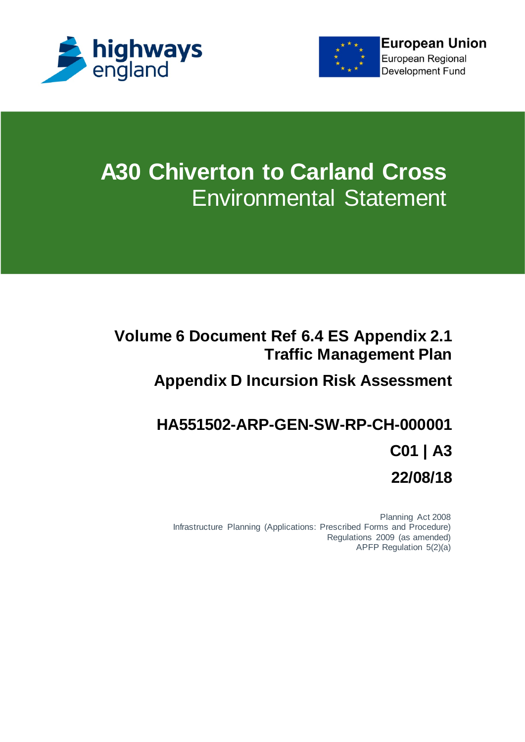highways england

European Union
European Regional Development Fund

# A30 Chiverton to Carland Cross
## Environmental Statement

**Volume 6 Document Ref 6.4 ES Appendix 2.1 Traffic Management Plan**

**Appendix D Incursion Risk Assessment**

**HA551502-ARP-GEN-SW-RP-CH-000001**

**C01 | A3**

**22/08/18**

Planning Act 2008
Infrastructure Planning (Applications: Prescribed Forms and Procedure) Regulations 2009 (as amended)
APFP Regulation 5(2)(a)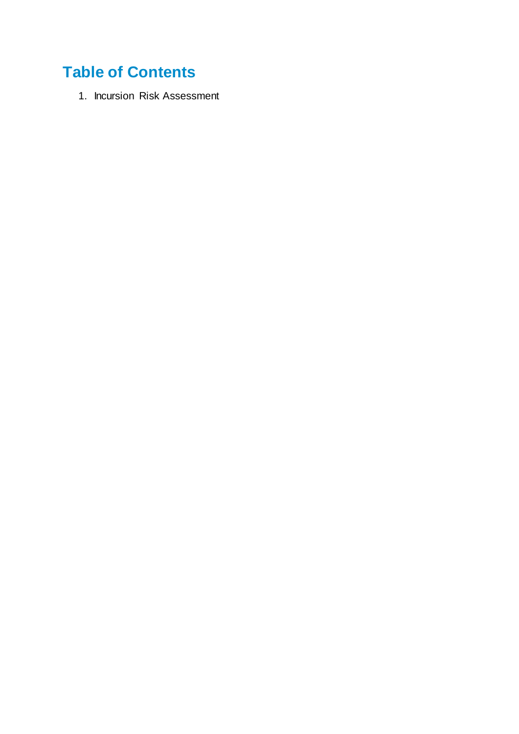# Table of Contents

1. Incursion Risk Assessment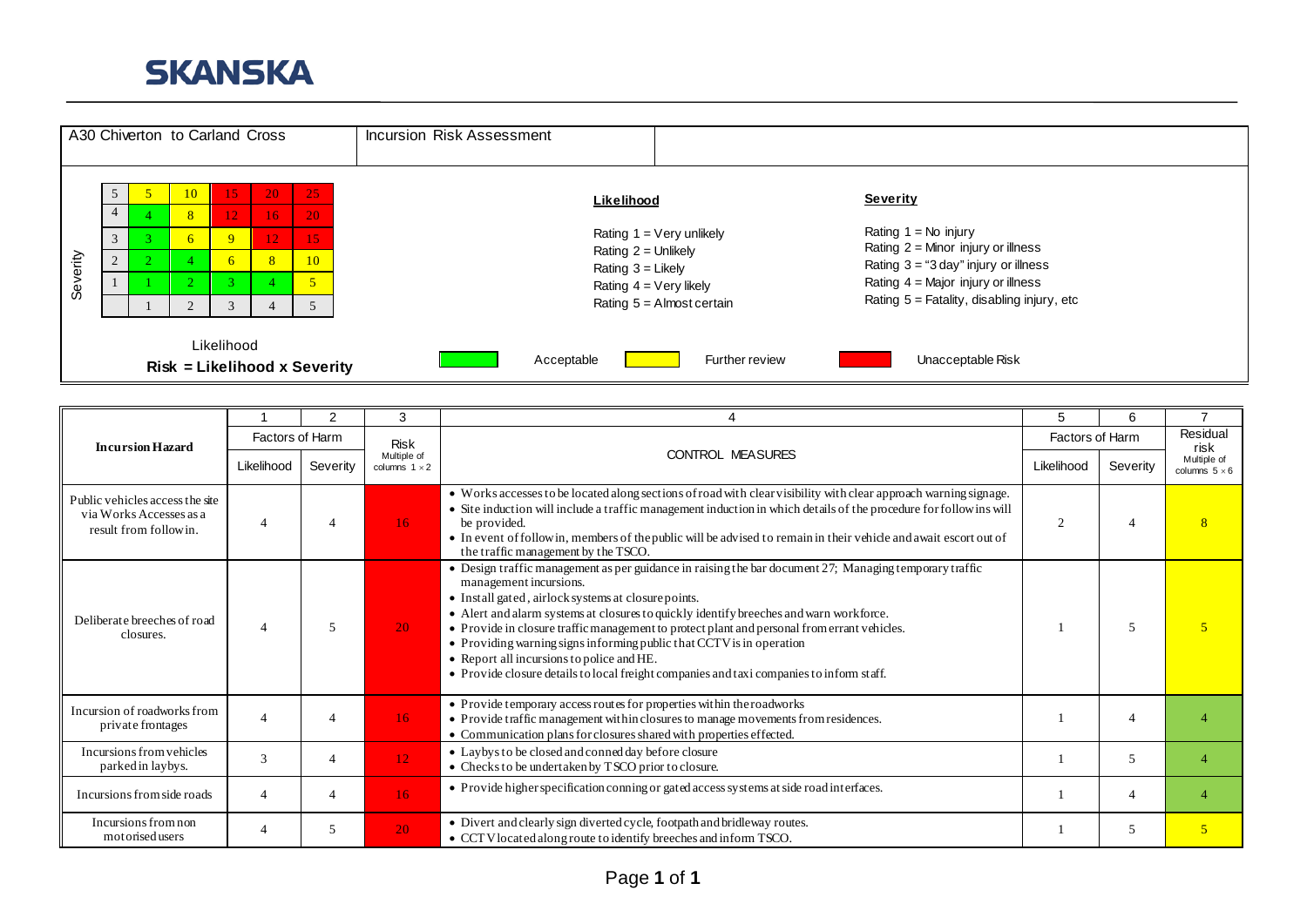SKANSKA

| A30 Chiverton to Carland Cross | Incursion Risk Assessment | |
|---|---|---|

| Severity | | | | | |
|---|---|---|---|---|---|
| 5 | 5 | 10 | 15 | 20 | 25 |
| 4 | 4 | 8 | 12 | 16 | 20 |
| 3 | 3 | 6 | 9 | 12 | 15 |
| 2 | 2 | 4 | 6 | 8 | 10 |
| 1 | 1 | 2 | 3 | 4 | 5 |
| | 1 | 2 | 3 | 4 | 5 |

Likelihood

**Risk = Likelihood x Severity**

**Likelihood**

Rating 1 = Very unlikely
Rating 2 = Unlikely
Rating 3 = Likely
Rating 4 = Very likely
Rating 5 = Almost certain

**Severity**

Rating 1 = No injury
Rating 2 = Minor injury or illness
Rating 3 = "3 day" injury or illness
Rating 4 = Major injury or illness
Rating 5 = Fatality, disabling injury, etc

Green: Acceptable | Yellow: Further review | Red: Unacceptable Risk

| **Incursion Hazard** | 1 | 2 | 3 | 4 | 5 | 6 | 7 |
|---|---|---|---|---|---|---|---|
| | Factors of Harm | | Risk Multiple of columns 1 × 2 | CONTROL MEASURES | Factors of Harm | | Residual risk Multiple of columns 5 × 6 |
| | Likelihood | Severity | | | Likelihood | Severity | |
| Public vehicles access the site via Works Accesses as a result from follow in. | 4 | 4 | 16 | • Works accesses to be located along sections of road with clear visibility with clear approach warning signage.<br>• Site induction will include a traffic management induction in which details of the procedure for follow ins will be provided.<br>• In event of follow in, members of the public will be advised to remain in their vehicle and await escort out of the traffic management by the TSCO. | 2 | 4 | 8 |
| Deliberate breeches of road closures. | 4 | 5 | 20 | • Design traffic management as per guidance in raising the bar document 27; Managing temporary traffic management incursions.<br>• Install gated, airlock systems at closure points.<br>• Alert and alarm systems at closures to quickly identify breeches and warn workforce.<br>• Provide in closure traffic management to protect plant and personal from errant vehicles.<br>• Providing warning signs informing public that CCTV is in operation<br>• Report all incursions to police and HE.<br>• Provide closure details to local freight companies and taxi companies to inform staff. | 1 | 5 | 5 |
| Incursion of roadworks from private frontages | 4 | 4 | 16 | • Provide temporary access routes for properties within the roadworks<br>• Provide traffic management within closures to manage movements from residences.<br>• Communication plans for closures shared with properties effected. | 1 | 4 | 4 |
| Incursions from vehicles parked in laybys. | 3 | 4 | 12 | • Laybys to be closed and conned day before closure<br>• Checks to be undertaken by TSCO prior to closure. | 1 | 5 | 4 |
| Incursions from side roads | 4 | 4 | 16 | • Provide higher specification conning or gated access systems at side road interfaces. | 1 | 4 | 4 |
| Incursions from non motorised users | 4 | 5 | 20 | • Divert and clearly sign diverted cycle, footpath and bridleway routes.<br>• CCTV located along route to identify breeches and inform TSCO. | 1 | 5 | 5 |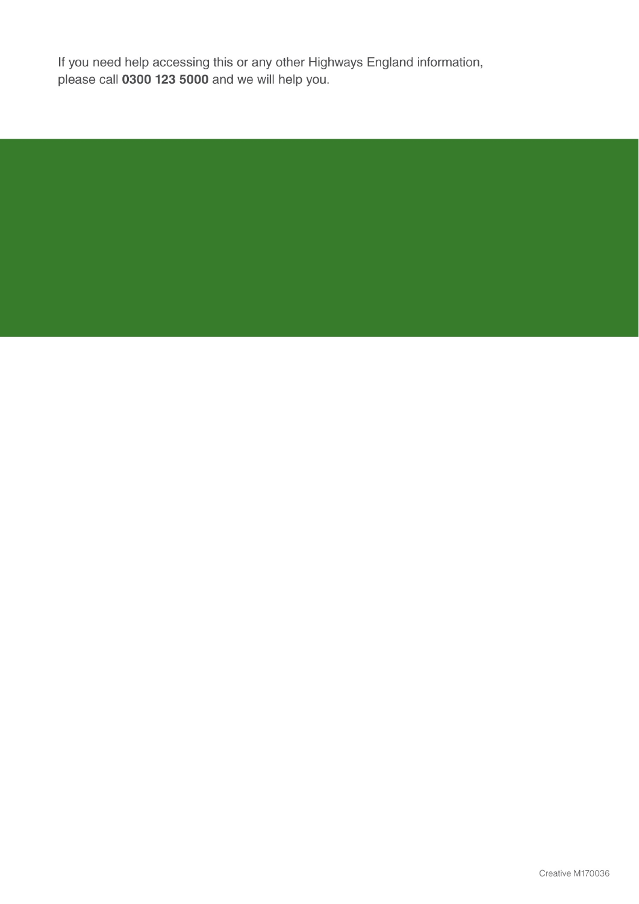If you need help accessing this or any other Highways England information, please call **0300 123 5000** and we will help you.

Creative M170036